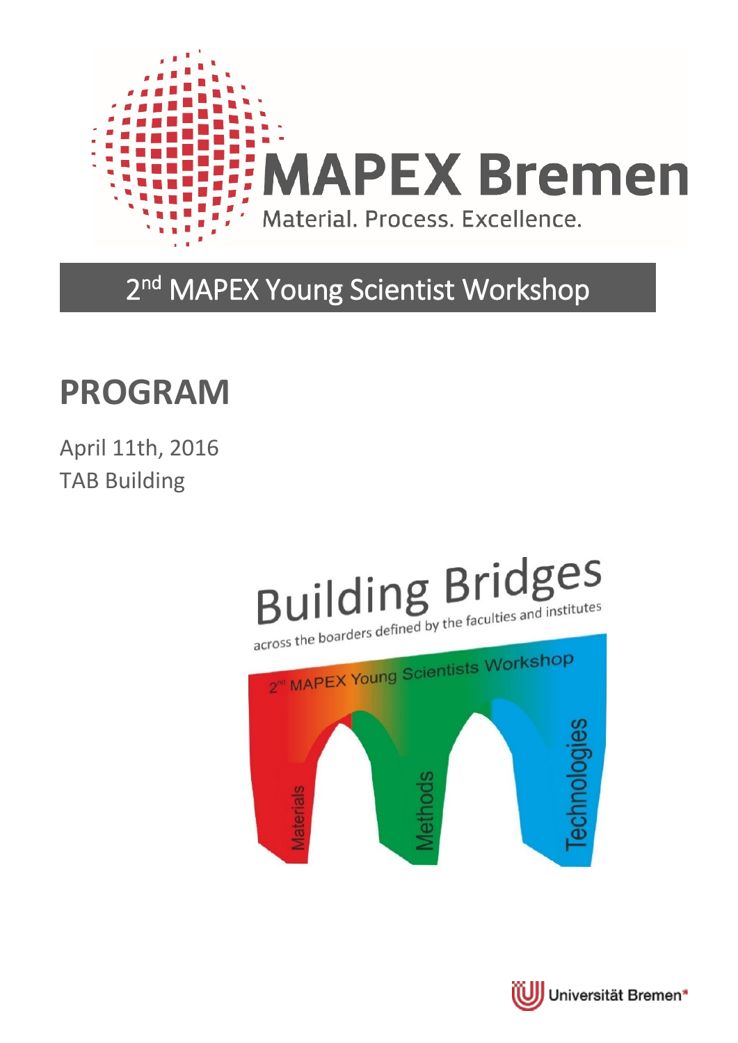MAPEX Bremen

Material. Process. Excellence.

## 2nd MAPEX Young Scientist Workshop

# PROGRAM

April 11th, 2016
TAB Building

Building Bridges

across the boarders defined by the faculties and institutes

2nd MAPEX Young Scientists Workshop

Materials Methods Technologies

Universität Bremen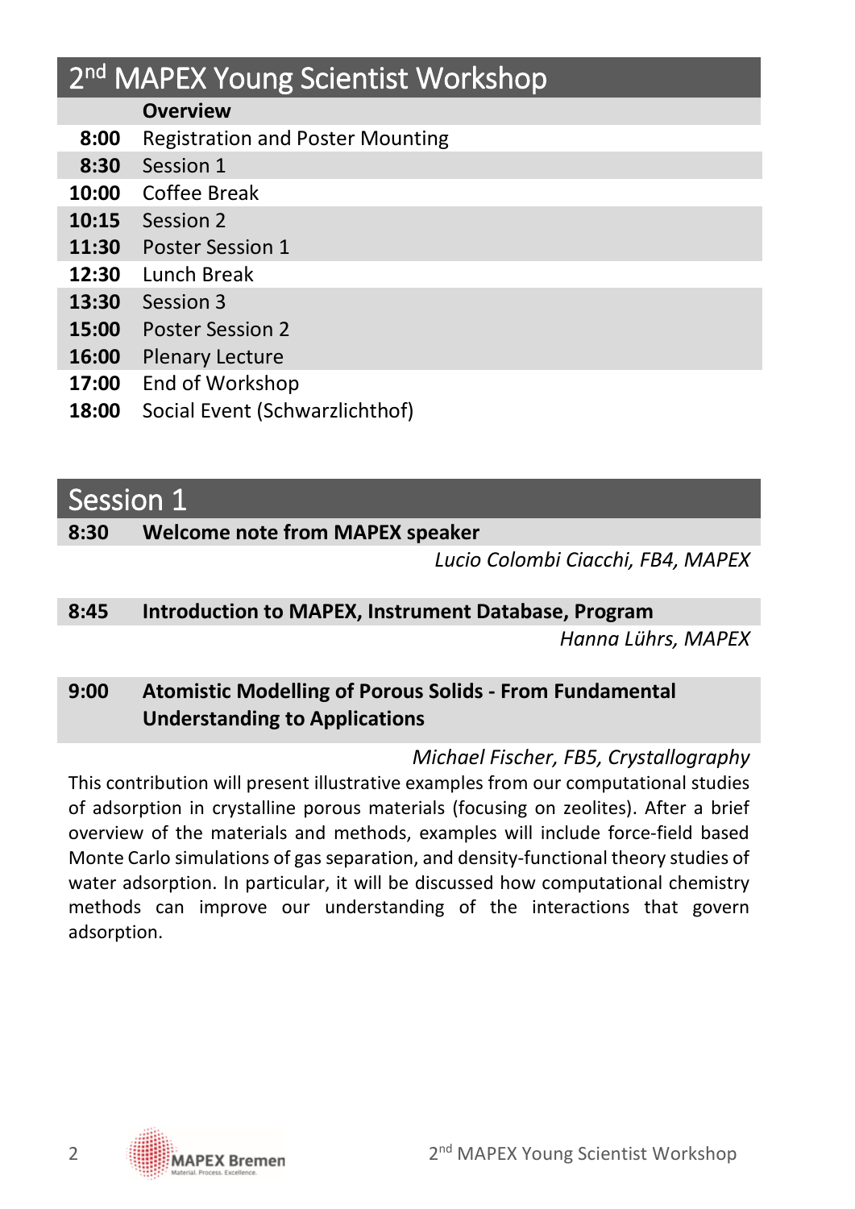## 2nd MAPEX Young Scientist Workshop

| | Overview |
|---|---|
| 8:00 | Registration and Poster Mounting |
| 8:30 | Session 1 |
| 10:00 | Coffee Break |
| 10:15 | Session 2 |
| 11:30 | Poster Session 1 |
| 12:30 | Lunch Break |
| 13:30 | Session 3 |
| 15:00 | Poster Session 2 |
| 16:00 | Plenary Lecture |
| 17:00 | End of Workshop |
| 18:00 | Social Event (Schwarzlichthof) |

## Session 1

**8:30 Welcome note from MAPEX speaker**

*Lucio Colombi Ciacchi, FB4, MAPEX*

**8:45 Introduction to MAPEX, Instrument Database, Program**

*Hanna Lührs, MAPEX*

**9:00 Atomistic Modelling of Porous Solids - From Fundamental Understanding to Applications**

*Michael Fischer, FB5, Crystallography*

This contribution will present illustrative examples from our computational studies of adsorption in crystalline porous materials (focusing on zeolites). After a brief overview of the materials and methods, examples will include force-field based Monte Carlo simulations of gas separation, and density-functional theory studies of water adsorption. In particular, it will be discussed how computational chemistry methods can improve our understanding of the interactions that govern adsorption.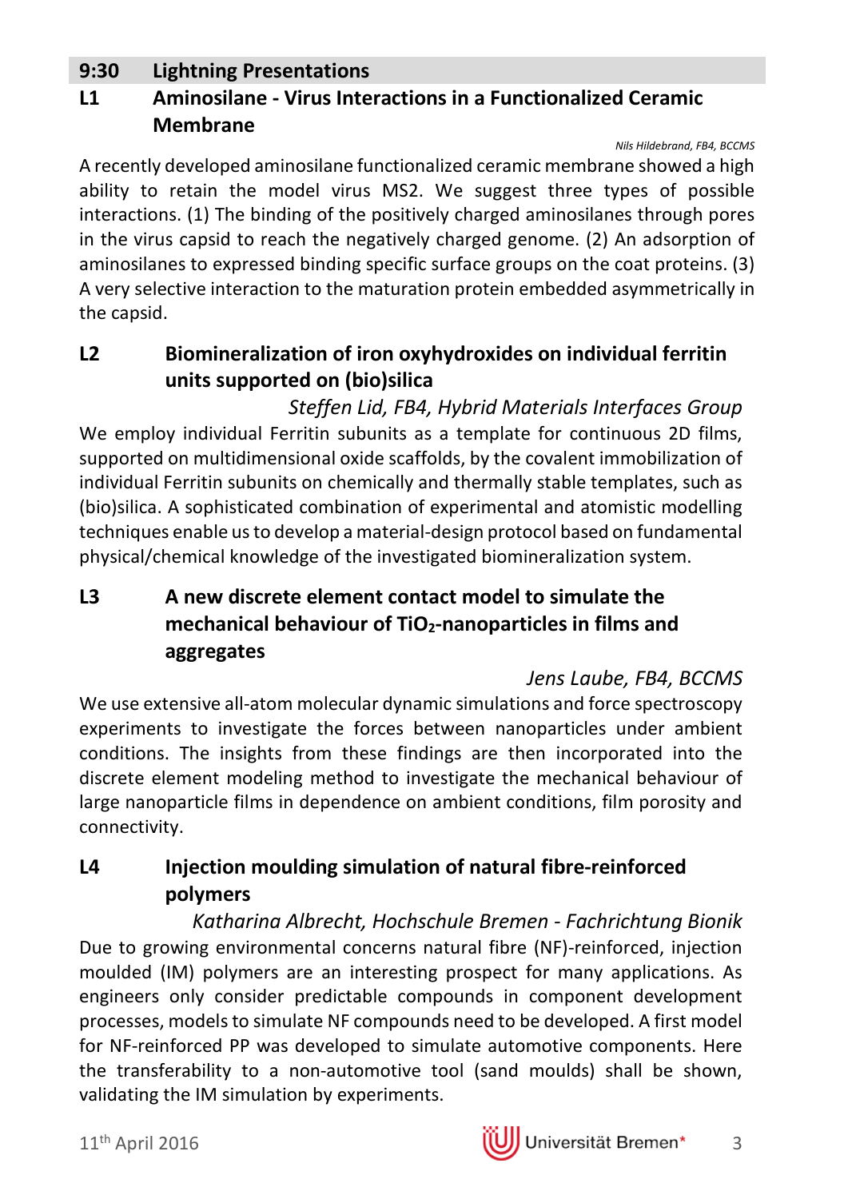## 9:30 Lightning Presentations

### L1 Aminosilane - Virus Interactions in a Functionalized Ceramic Membrane

*Nils Hildebrand, FB4, BCCMS*

A recently developed aminosilane functionalized ceramic membrane showed a high ability to retain the model virus MS2. We suggest three types of possible interactions. (1) The binding of the positively charged aminosilanes through pores in the virus capsid to reach the negatively charged genome. (2) An adsorption of aminosilanes to expressed binding specific surface groups on the coat proteins. (3) A very selective interaction to the maturation protein embedded asymmetrically in the capsid.

### L2 Biomineralization of iron oxyhydroxides on individual ferritin units supported on (bio)silica

*Steffen Lid, FB4, Hybrid Materials Interfaces Group*

We employ individual Ferritin subunits as a template for continuous 2D films, supported on multidimensional oxide scaffolds, by the covalent immobilization of individual Ferritin subunits on chemically and thermally stable templates, such as (bio)silica. A sophisticated combination of experimental and atomistic modelling techniques enable us to develop a material-design protocol based on fundamental physical/chemical knowledge of the investigated biomineralization system.

### L3 A new discrete element contact model to simulate the mechanical behaviour of $TiO_2$-nanoparticles in films and aggregates

*Jens Laube, FB4, BCCMS*

We use extensive all-atom molecular dynamic simulations and force spectroscopy experiments to investigate the forces between nanoparticles under ambient conditions. The insights from these findings are then incorporated into the discrete element modeling method to investigate the mechanical behaviour of large nanoparticle films in dependence on ambient conditions, film porosity and connectivity.

### L4 Injection moulding simulation of natural fibre-reinforced polymers

*Katharina Albrecht, Hochschule Bremen - Fachrichtung Bionik*

Due to growing environmental concerns natural fibre (NF)-reinforced, injection moulded (IM) polymers are an interesting prospect for many applications. As engineers only consider predictable compounds in component development processes, models to simulate NF compounds need to be developed. A first model for NF-reinforced PP was developed to simulate automotive components. Here the transferability to a non-automotive tool (sand moulds) shall be shown, validating the IM simulation by experiments.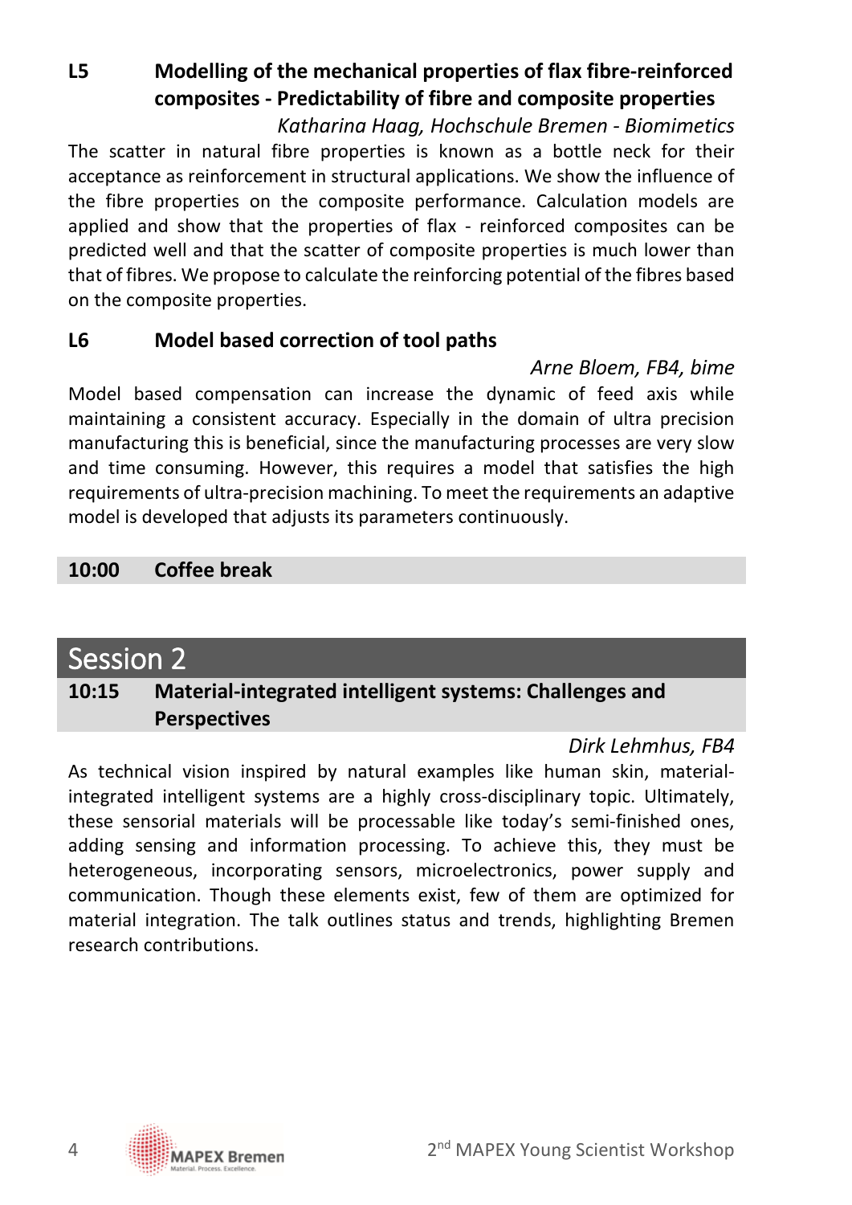### L5 Modelling of the mechanical properties of flax fibre-reinforced composites - Predictability of fibre and composite properties

*Katharina Haag, Hochschule Bremen - Biomimetics*

The scatter in natural fibre properties is known as a bottle neck for their acceptance as reinforcement in structural applications. We show the influence of the fibre properties on the composite performance. Calculation models are applied and show that the properties of flax - reinforced composites can be predicted well and that the scatter of composite properties is much lower than that of fibres. We propose to calculate the reinforcing potential of the fibres based on the composite properties.

### L6 Model based correction of tool paths

*Arne Bloem, FB4, bime*

Model based compensation can increase the dynamic of feed axis while maintaining a consistent accuracy. Especially in the domain of ultra precision manufacturing this is beneficial, since the manufacturing processes are very slow and time consuming. However, this requires a model that satisfies the high requirements of ultra-precision machining. To meet the requirements an adaptive model is developed that adjusts its parameters continuously.

**10:00 Coffee break**

## Session 2

### 10:15 Material-integrated intelligent systems: Challenges and Perspectives

*Dirk Lehmhus, FB4*

As technical vision inspired by natural examples like human skin, material-integrated intelligent systems are a highly cross-disciplinary topic. Ultimately, these sensorial materials will be processable like today's semi-finished ones, adding sensing and information processing. To achieve this, they must be heterogeneous, incorporating sensors, microelectronics, power supply and communication. Though these elements exist, few of them are optimized for material integration. The talk outlines status and trends, highlighting Bremen research contributions.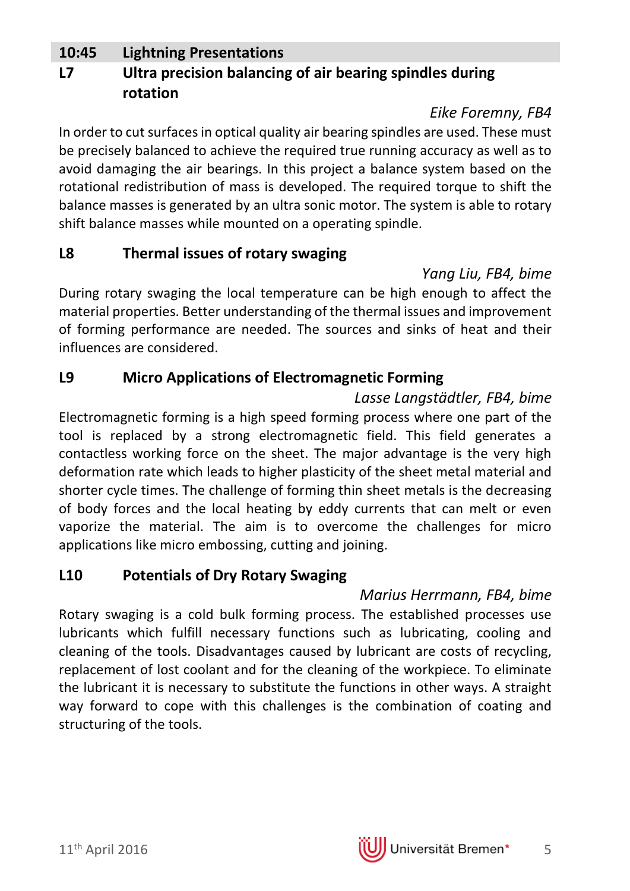## 10:45 Lightning Presentations

### L7 Ultra precision balancing of air bearing spindles during rotation

*Eike Foremny, FB4*

In order to cut surfaces in optical quality air bearing spindles are used. These must be precisely balanced to achieve the required true running accuracy as well as to avoid damaging the air bearings. In this project a balance system based on the rotational redistribution of mass is developed. The required torque to shift the balance masses is generated by an ultra sonic motor. The system is able to rotary shift balance masses while mounted on a operating spindle.

### L8 Thermal issues of rotary swaging

*Yang Liu, FB4, bime*

During rotary swaging the local temperature can be high enough to affect the material properties. Better understanding of the thermal issues and improvement of forming performance are needed. The sources and sinks of heat and their influences are considered.

### L9 Micro Applications of Electromagnetic Forming

*Lasse Langstädtler, FB4, bime*

Electromagnetic forming is a high speed forming process where one part of the tool is replaced by a strong electromagnetic field. This field generates a contactless working force on the sheet. The major advantage is the very high deformation rate which leads to higher plasticity of the sheet metal material and shorter cycle times. The challenge of forming thin sheet metals is the decreasing of body forces and the local heating by eddy currents that can melt or even vaporize the material. The aim is to overcome the challenges for micro applications like micro embossing, cutting and joining.

### L10 Potentials of Dry Rotary Swaging

*Marius Herrmann, FB4, bime*

Rotary swaging is a cold bulk forming process. The established processes use lubricants which fulfill necessary functions such as lubricating, cooling and cleaning of the tools. Disadvantages caused by lubricant are costs of recycling, replacement of lost coolant and for the cleaning of the workpiece. To eliminate the lubricant it is necessary to substitute the functions in other ways. A straight way forward to cope with this challenges is the combination of coating and structuring of the tools.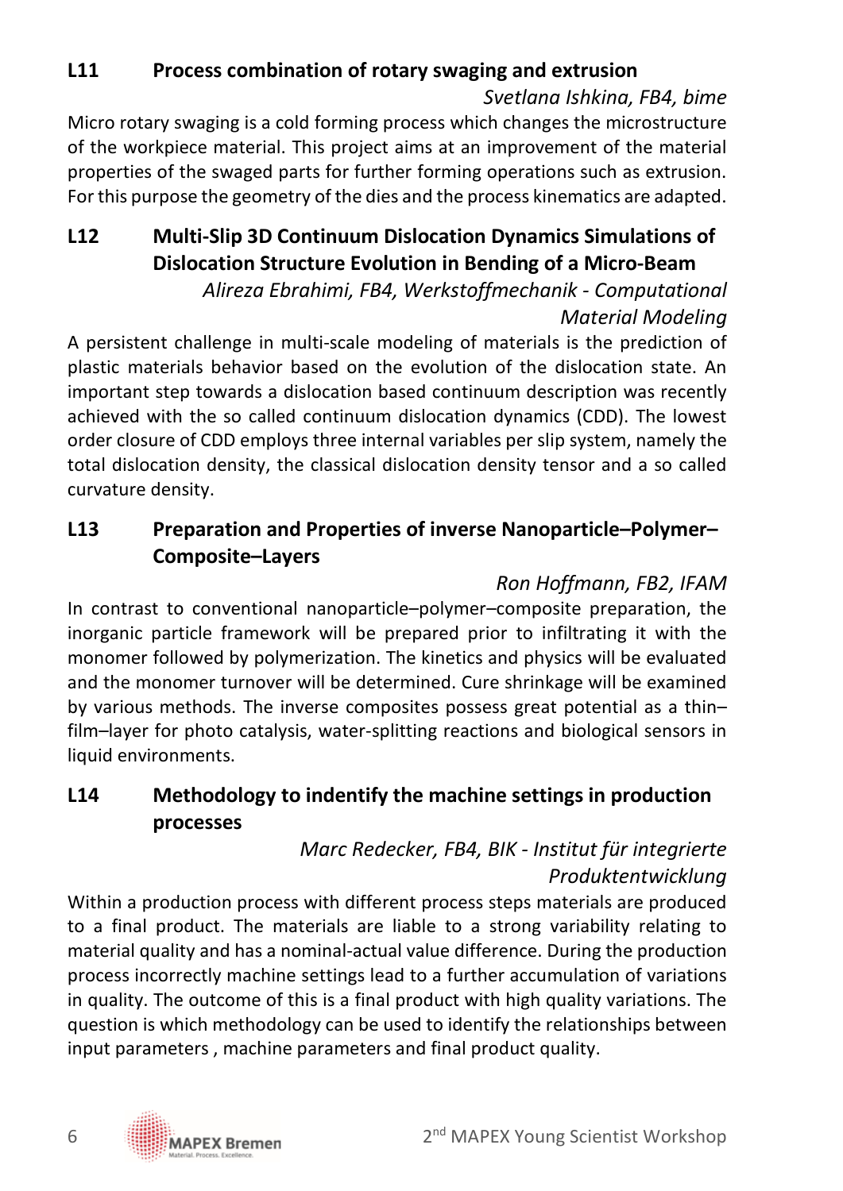## L11 Process combination of rotary swaging and extrusion

*Svetlana Ishkina, FB4, bime*

Micro rotary swaging is a cold forming process which changes the microstructure of the workpiece material. This project aims at an improvement of the material properties of the swaged parts for further forming operations such as extrusion. For this purpose the geometry of the dies and the process kinematics are adapted.

## L12 Multi-Slip 3D Continuum Dislocation Dynamics Simulations of Dislocation Structure Evolution in Bending of a Micro-Beam

*Alireza Ebrahimi, FB4, Werkstoffmechanik - Computational Material Modeling*

A persistent challenge in multi-scale modeling of materials is the prediction of plastic materials behavior based on the evolution of the dislocation state. An important step towards a dislocation based continuum description was recently achieved with the so called continuum dislocation dynamics (CDD). The lowest order closure of CDD employs three internal variables per slip system, namely the total dislocation density, the classical dislocation density tensor and a so called curvature density.

## L13 Preparation and Properties of inverse Nanoparticle–Polymer–Composite–Layers

*Ron Hoffmann, FB2, IFAM*

In contrast to conventional nanoparticle–polymer–composite preparation, the inorganic particle framework will be prepared prior to infiltrating it with the monomer followed by polymerization. The kinetics and physics will be evaluated and the monomer turnover will be determined. Cure shrinkage will be examined by various methods. The inverse composites possess great potential as a thin–film–layer for photo catalysis, water-splitting reactions and biological sensors in liquid environments.

## L14 Methodology to indentify the machine settings in production processes

*Marc Redecker, FB4, BIK - Institut für integrierte Produktentwicklung*

Within a production process with different process steps materials are produced to a final product. The materials are liable to a strong variability relating to material quality and has a nominal-actual value difference. During the production process incorrectly machine settings lead to a further accumulation of variations in quality. The outcome of this is a final product with high quality variations. The question is which methodology can be used to identify the relationships between input parameters , machine parameters and final product quality.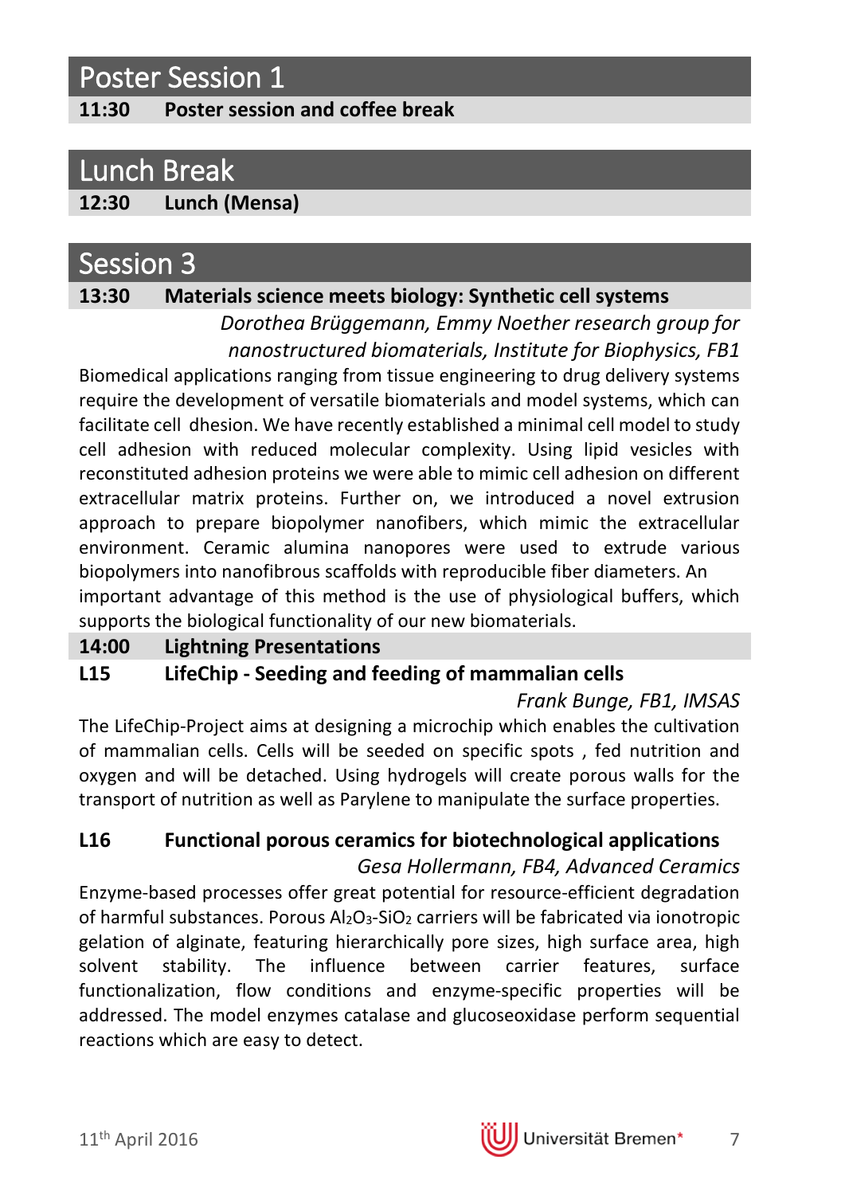# Poster Session 1

**11:30 Poster session and coffee break**

# Lunch Break

**12:30 Lunch (Mensa)**

# Session 3

**13:30 Materials science meets biology: Synthetic cell systems**

*Dorothea Brüggemann, Emmy Noether research group for nanostructured biomaterials, Institute for Biophysics, FB1*

Biomedical applications ranging from tissue engineering to drug delivery systems require the development of versatile biomaterials and model systems, which can facilitate cell dhesion. We have recently established a minimal cell model to study cell adhesion with reduced molecular complexity. Using lipid vesicles with reconstituted adhesion proteins we were able to mimic cell adhesion on different extracellular matrix proteins. Further on, we introduced a novel extrusion approach to prepare biopolymer nanofibers, which mimic the extracellular environment. Ceramic alumina nanopores were used to extrude various biopolymers into nanofibrous scaffolds with reproducible fiber diameters. An important advantage of this method is the use of physiological buffers, which supports the biological functionality of our new biomaterials.

**14:00 Lightning Presentations**

**L15 LifeChip - Seeding and feeding of mammalian cells**

*Frank Bunge, FB1, IMSAS*

The LifeChip-Project aims at designing a microchip which enables the cultivation of mammalian cells. Cells will be seeded on specific spots , fed nutrition and oxygen and will be detached. Using hydrogels will create porous walls for the transport of nutrition as well as Parylene to manipulate the surface properties.

**L16 Functional porous ceramics for biotechnological applications**

*Gesa Hollermann, FB4, Advanced Ceramics*

Enzyme-based processes offer great potential for resource-efficient degradation of harmful substances. Porous $Al_2O_3$-$SiO_2$ carriers will be fabricated via ionotropic gelation of alginate, featuring hierarchically pore sizes, high surface area, high solvent stability. The influence between carrier features, surface functionalization, flow conditions and enzyme-specific properties will be addressed. The model enzymes catalase and glucoseoxidase perform sequential reactions which are easy to detect.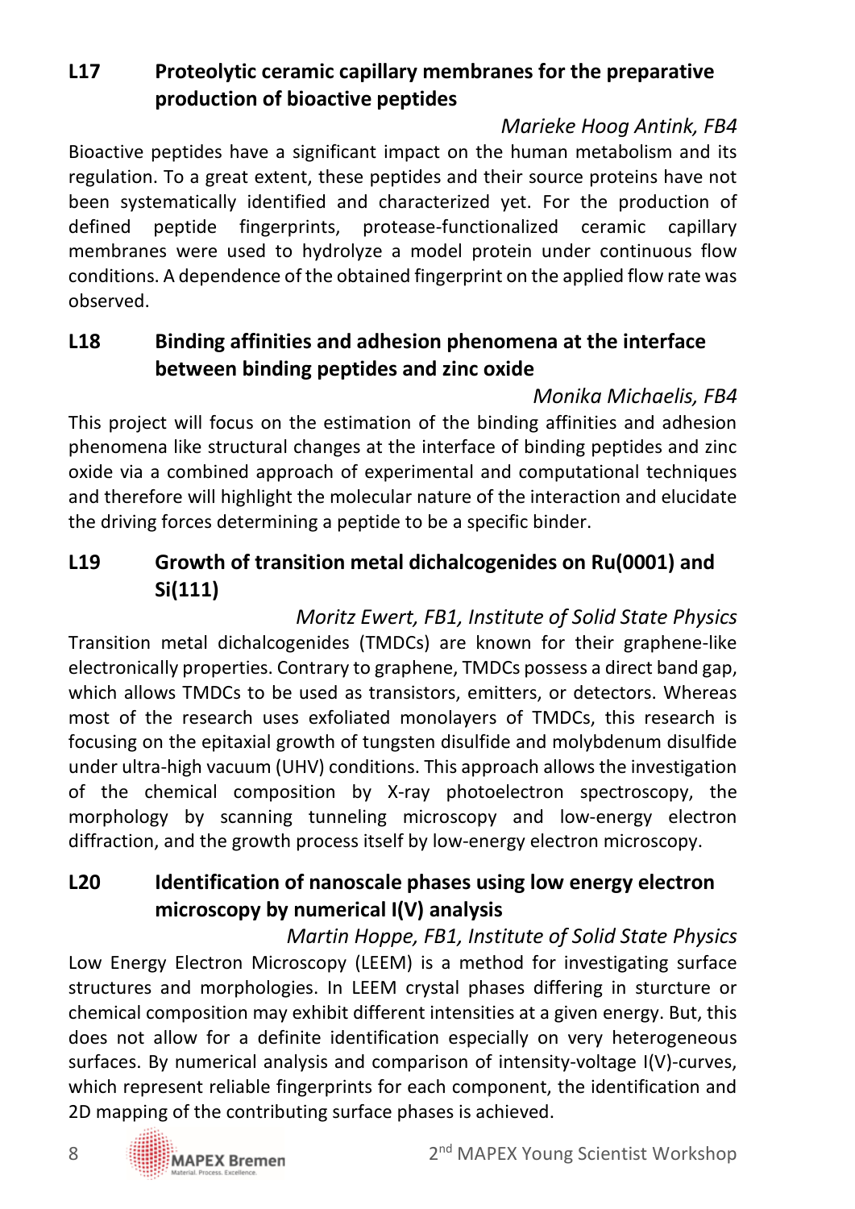## L17 Proteolytic ceramic capillary membranes for the preparative production of bioactive peptides

*Marieke Hoog Antink, FB4*

Bioactive peptides have a significant impact on the human metabolism and its regulation. To a great extent, these peptides and their source proteins have not been systematically identified and characterized yet. For the production of defined peptide fingerprints, protease-functionalized ceramic capillary membranes were used to hydrolyze a model protein under continuous flow conditions. A dependence of the obtained fingerprint on the applied flow rate was observed.

## L18 Binding affinities and adhesion phenomena at the interface between binding peptides and zinc oxide

*Monika Michaelis, FB4*

This project will focus on the estimation of the binding affinities and adhesion phenomena like structural changes at the interface of binding peptides and zinc oxide via a combined approach of experimental and computational techniques and therefore will highlight the molecular nature of the interaction and elucidate the driving forces determining a peptide to be a specific binder.

## L19 Growth of transition metal dichalcogenides on Ru(0001) and Si(111)

*Moritz Ewert, FB1, Institute of Solid State Physics*

Transition metal dichalcogenides (TMDCs) are known for their graphene-like electronically properties. Contrary to graphene, TMDCs possess a direct band gap, which allows TMDCs to be used as transistors, emitters, or detectors. Whereas most of the research uses exfoliated monolayers of TMDCs, this research is focusing on the epitaxial growth of tungsten disulfide and molybdenum disulfide under ultra-high vacuum (UHV) conditions. This approach allows the investigation of the chemical composition by X-ray photoelectron spectroscopy, the morphology by scanning tunneling microscopy and low-energy electron diffraction, and the growth process itself by low-energy electron microscopy.

## L20 Identification of nanoscale phases using low energy electron microscopy by numerical I(V) analysis

*Martin Hoppe, FB1, Institute of Solid State Physics*

Low Energy Electron Microscopy (LEEM) is a method for investigating surface structures and morphologies. In LEEM crystal phases differing in sturcture or chemical composition may exhibit different intensities at a given energy. But, this does not allow for a definite identification especially on very heterogeneous surfaces. By numerical analysis and comparison of intensity-voltage I(V)-curves, which represent reliable fingerprints for each component, the identification and 2D mapping of the contributing surface phases is achieved.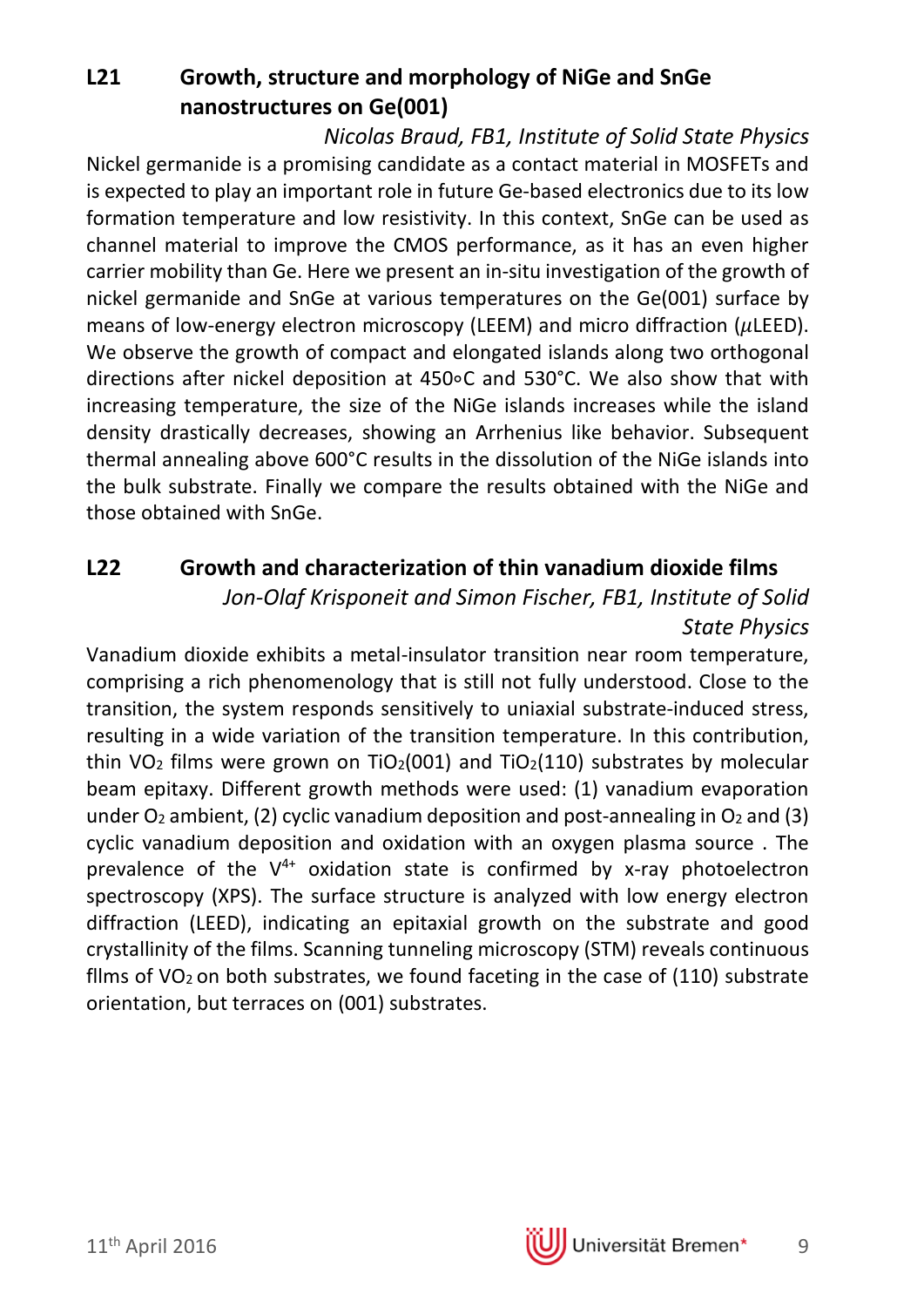## L21 Growth, structure and morphology of NiGe and SnGe nanostructures on Ge(001)

*Nicolas Braud, FB1, Institute of Solid State Physics*

Nickel germanide is a promising candidate as a contact material in MOSFETs and is expected to play an important role in future Ge-based electronics due to its low formation temperature and low resistivity. In this context, SnGe can be used as channel material to improve the CMOS performance, as it has an even higher carrier mobility than Ge. Here we present an in-situ investigation of the growth of nickel germanide and SnGe at various temperatures on the Ge(001) surface by means of low-energy electron microscopy (LEEM) and micro diffraction ($\mu$LEED). We observe the growth of compact and elongated islands along two orthogonal directions after nickel deposition at 450◦C and 530°C. We also show that with increasing temperature, the size of the NiGe islands increases while the island density drastically decreases, showing an Arrhenius like behavior. Subsequent thermal annealing above 600°C results in the dissolution of the NiGe islands into the bulk substrate. Finally we compare the results obtained with the NiGe and those obtained with SnGe.

## L22 Growth and characterization of thin vanadium dioxide films

*Jon-Olaf Krisponeit and Simon Fischer, FB1, Institute of Solid State Physics*

Vanadium dioxide exhibits a metal-insulator transition near room temperature, comprising a rich phenomenology that is still not fully understood. Close to the transition, the system responds sensitively to uniaxial substrate-induced stress, resulting in a wide variation of the transition temperature. In this contribution, thin $VO_2$ films were grown on $TiO_2$(001) and $TiO_2$(110) substrates by molecular beam epitaxy. Different growth methods were used: (1) vanadium evaporation under $O_2$ ambient, (2) cyclic vanadium deposition and post-annealing in $O_2$ and (3) cyclic vanadium deposition and oxidation with an oxygen plasma source . The prevalence of the $V^{4+}$ oxidation state is confirmed by x-ray photoelectron spectroscopy (XPS). The surface structure is analyzed with low energy electron diffraction (LEED), indicating an epitaxial growth on the substrate and good crystallinity of the films. Scanning tunneling microscopy (STM) reveals continuous fllms of $VO_2$ on both substrates, we found faceting in the case of (110) substrate orientation, but terraces on (001) substrates.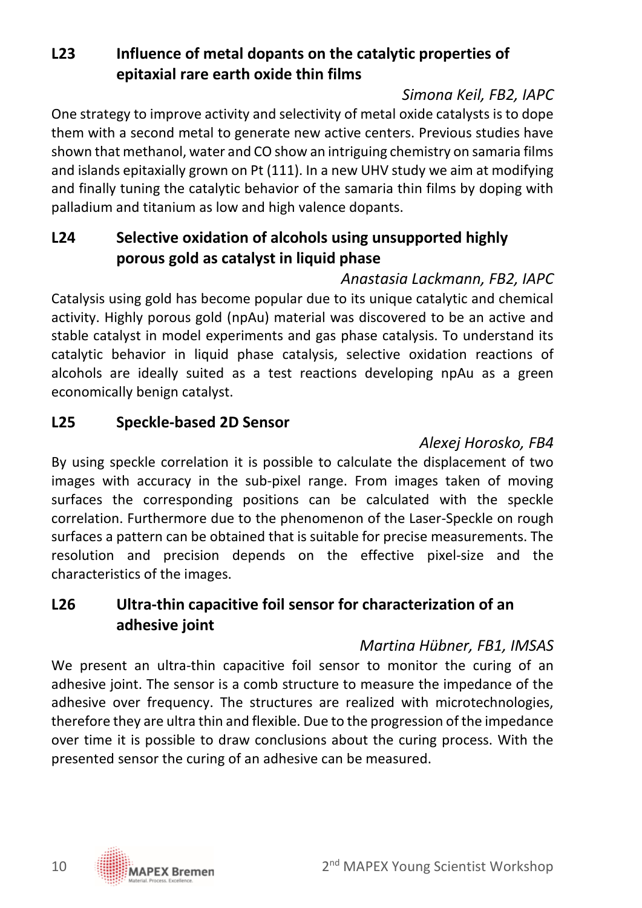## L23 Influence of metal dopants on the catalytic properties of epitaxial rare earth oxide thin films

*Simona Keil, FB2, IAPC*

One strategy to improve activity and selectivity of metal oxide catalysts is to dope them with a second metal to generate new active centers. Previous studies have shown that methanol, water and CO show an intriguing chemistry on samaria films and islands epitaxially grown on Pt (111). In a new UHV study we aim at modifying and finally tuning the catalytic behavior of the samaria thin films by doping with palladium and titanium as low and high valence dopants.

## L24 Selective oxidation of alcohols using unsupported highly porous gold as catalyst in liquid phase

*Anastasia Lackmann, FB2, IAPC*

Catalysis using gold has become popular due to its unique catalytic and chemical activity. Highly porous gold (npAu) material was discovered to be an active and stable catalyst in model experiments and gas phase catalysis. To understand its catalytic behavior in liquid phase catalysis, selective oxidation reactions of alcohols are ideally suited as a test reactions developing npAu as a green economically benign catalyst.

## L25 Speckle-based 2D Sensor

*Alexej Horosko, FB4*

By using speckle correlation it is possible to calculate the displacement of two images with accuracy in the sub-pixel range. From images taken of moving surfaces the corresponding positions can be calculated with the speckle correlation. Furthermore due to the phenomenon of the Laser-Speckle on rough surfaces a pattern can be obtained that is suitable for precise measurements. The resolution and precision depends on the effective pixel-size and the characteristics of the images.

## L26 Ultra-thin capacitive foil sensor for characterization of an adhesive joint

*Martina Hübner, FB1, IMSAS*

We present an ultra-thin capacitive foil sensor to monitor the curing of an adhesive joint. The sensor is a comb structure to measure the impedance of the adhesive over frequency. The structures are realized with microtechnologies, therefore they are ultra thin and flexible. Due to the progression of the impedance over time it is possible to draw conclusions about the curing process. With the presented sensor the curing of an adhesive can be measured.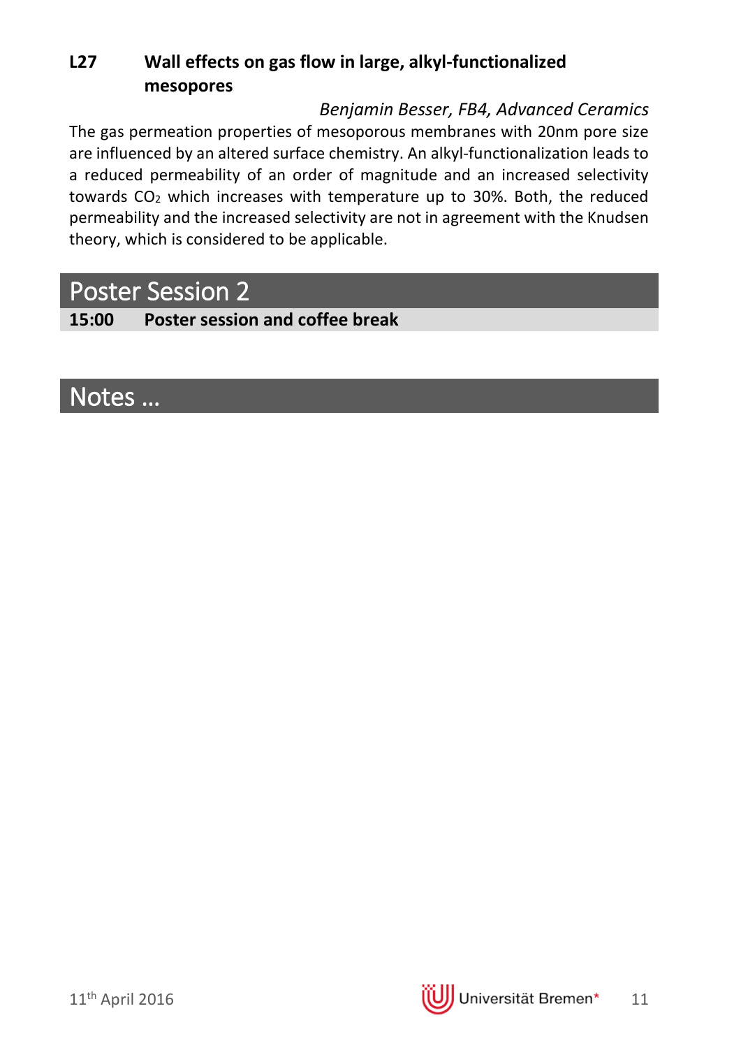### L27 Wall effects on gas flow in large, alkyl-functionalized mesopores

*Benjamin Besser, FB4, Advanced Ceramics*

The gas permeation properties of mesoporous membranes with 20nm pore size are influenced by an altered surface chemistry. An alkyl-functionalization leads to a reduced permeability of an order of magnitude and an increased selectivity towards $CO_2$ which increases with temperature up to 30%. Both, the reduced permeability and the increased selectivity are not in agreement with the Knudsen theory, which is considered to be applicable.

## Poster Session 2

**15:00 Poster session and coffee break**

## Notes …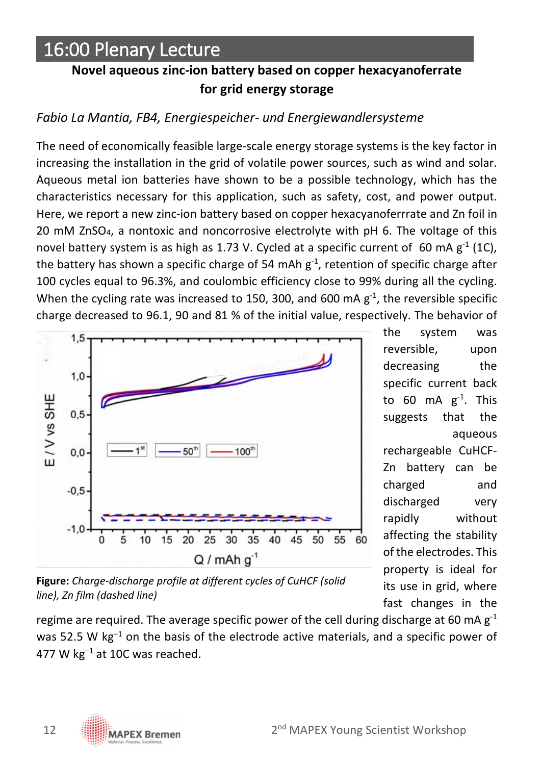# 16:00 Plenary Lecture

**Novel aqueous zinc-ion battery based on copper hexacyanoferrate for grid energy storage**

*Fabio La Mantia, FB4, Energiespeicher- und Energiewandlersysteme*

The need of economically feasible large-scale energy storage systems is the key factor in increasing the installation in the grid of volatile power sources, such as wind and solar. Aqueous metal ion batteries have shown to be a possible technology, which has the characteristics necessary for this application, such as safety, cost, and power output. Here, we report a new zinc-ion battery based on copper hexacyanoferrrate and Zn foil in 20 mM $ZnSO_4$, a nontoxic and noncorrosive electrolyte with pH 6. The voltage of this novel battery system is as high as 1.73 V. Cycled at a specific current of 60 mA $g^{-1}$ (1C), the battery has shown a specific charge of 54 mAh $g^{-1}$, retention of specific charge after 100 cycles equal to 96.3%, and coulombic efficiency close to 99% during all the cycling. When the cycling rate was increased to 150, 300, and 600 mA $g^{-1}$, the reversible specific charge decreased to 96.1, 90 and 81 % of the initial value, respectively. The behavior of the system was reversible, upon decreasing the specific current back to 60 mA $g^{-1}$. This suggests that the aqueous rechargeable CuHCF-Zn battery can be charged and discharged very rapidly without affecting the stability of the electrodes. This property is ideal for its use in grid, where fast changes in the regime are required. The average specific power of the cell during discharge at 60 mA $g^{-1}$ was 52.5 W $kg^{-1}$ on the basis of the electrode active materials, and a specific power of 477 W $kg^{-1}$ at 10C was reached.

**Figure:** *Charge-discharge profile at different cycles of CuHCF (solid line), Zn film (dashed line)*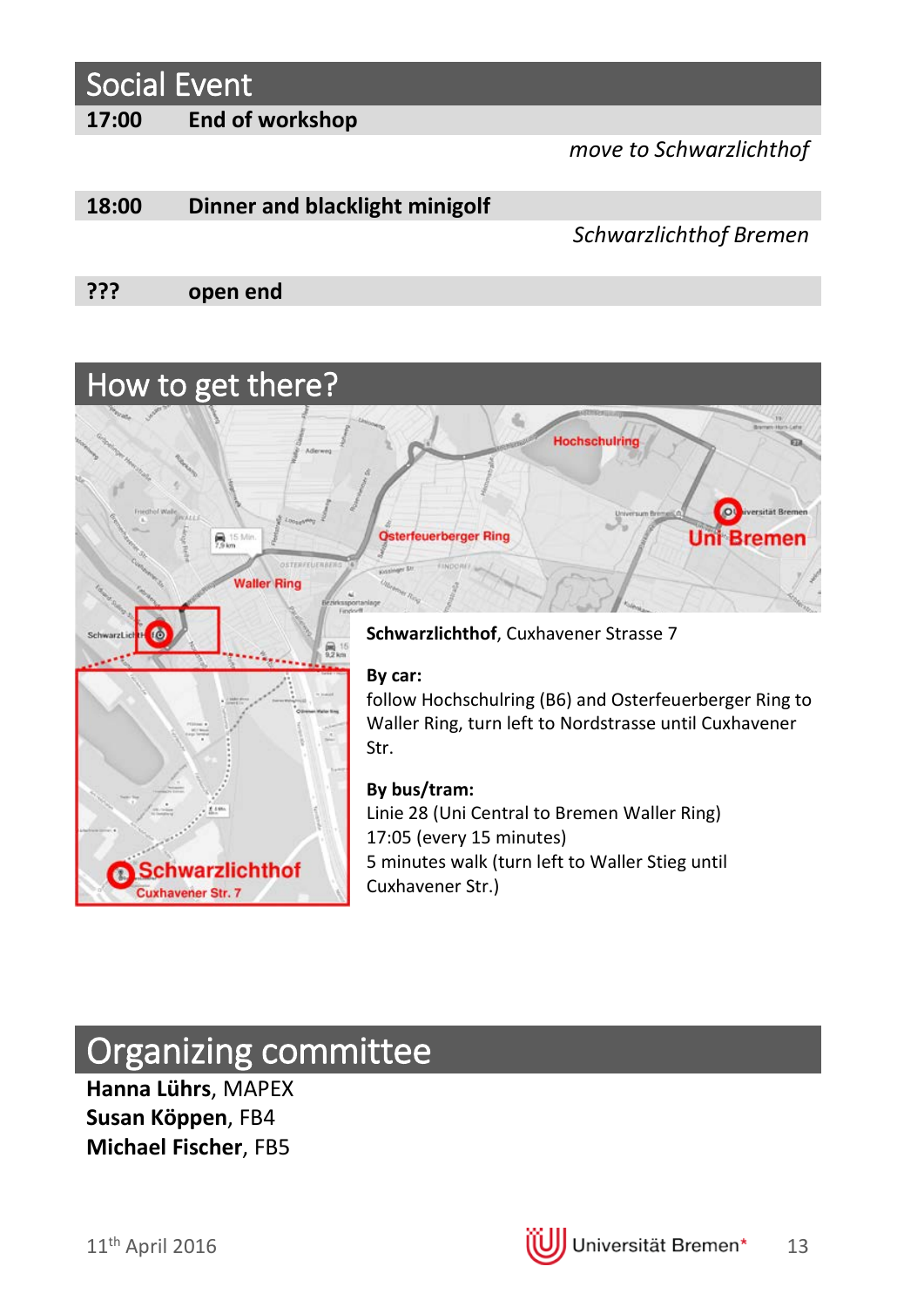## Social Event

| | | |
|---|---|---|
| **17:00** | **End of workshop** | |
| | | *move to Schwarzlichthof* |
| **18:00** | **Dinner and blacklight minigolf** | |
| | | *Schwarzlichthof Bremen* |
| **???** | **open end** | |

## How to get there?

**Schwarzlichthof**, Cuxhavener Strasse 7

**By car:**
follow Hochschulring (B6) and Osterfeuerberger Ring to Waller Ring, turn left to Nordstrasse until Cuxhavener Str.

**By bus/tram:**
Linie 28 (Uni Central to Bremen Waller Ring)
17:05 (every 15 minutes)
5 minutes walk (turn left to Waller Stieg until Cuxhavener Str.)

## Organizing committee

**Hanna Lührs**, MAPEX
**Susan Köppen**, FB4
**Michael Fischer**, FB5

11th April 2016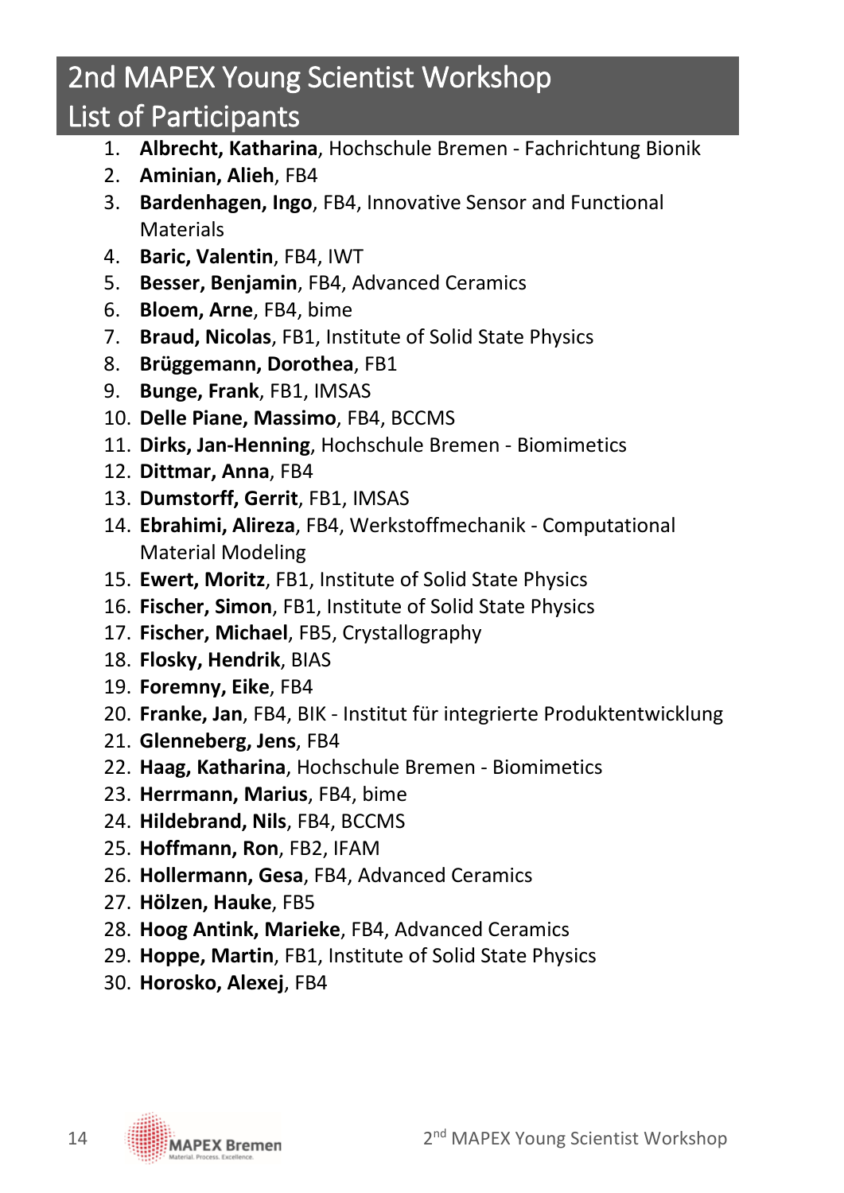# 2nd MAPEX Young Scientist Workshop
## List of Participants

1. **Albrecht, Katharina**, Hochschule Bremen - Fachrichtung Bionik
2. **Aminian, Alieh**, FB4
3. **Bardenhagen, Ingo**, FB4, Innovative Sensor and Functional Materials
4. **Baric, Valentin**, FB4, IWT
5. **Besser, Benjamin**, FB4, Advanced Ceramics
6. **Bloem, Arne**, FB4, bime
7. **Braud, Nicolas**, FB1, Institute of Solid State Physics
8. **Brüggemann, Dorothea**, FB1
9. **Bunge, Frank**, FB1, IMSAS
10. **Delle Piane, Massimo**, FB4, BCCMS
11. **Dirks, Jan-Henning**, Hochschule Bremen - Biomimetics
12. **Dittmar, Anna**, FB4
13. **Dumstorff, Gerrit**, FB1, IMSAS
14. **Ebrahimi, Alireza**, FB4, Werkstoffmechanik - Computational Material Modeling
15. **Ewert, Moritz**, FB1, Institute of Solid State Physics
16. **Fischer, Simon**, FB1, Institute of Solid State Physics
17. **Fischer, Michael**, FB5, Crystallography
18. **Flosky, Hendrik**, BIAS
19. **Foremny, Eike**, FB4
20. **Franke, Jan**, FB4, BIK - Institut für integrierte Produktentwicklung
21. **Glenneberg, Jens**, FB4
22. **Haag, Katharina**, Hochschule Bremen - Biomimetics
23. **Herrmann, Marius**, FB4, bime
24. **Hildebrand, Nils**, FB4, BCCMS
25. **Hoffmann, Ron**, FB2, IFAM
26. **Hollermann, Gesa**, FB4, Advanced Ceramics
27. **Hölzen, Hauke**, FB5
28. **Hoog Antink, Marieke**, FB4, Advanced Ceramics
29. **Hoppe, Martin**, FB1, Institute of Solid State Physics
30. **Horosko, Alexej**, FB4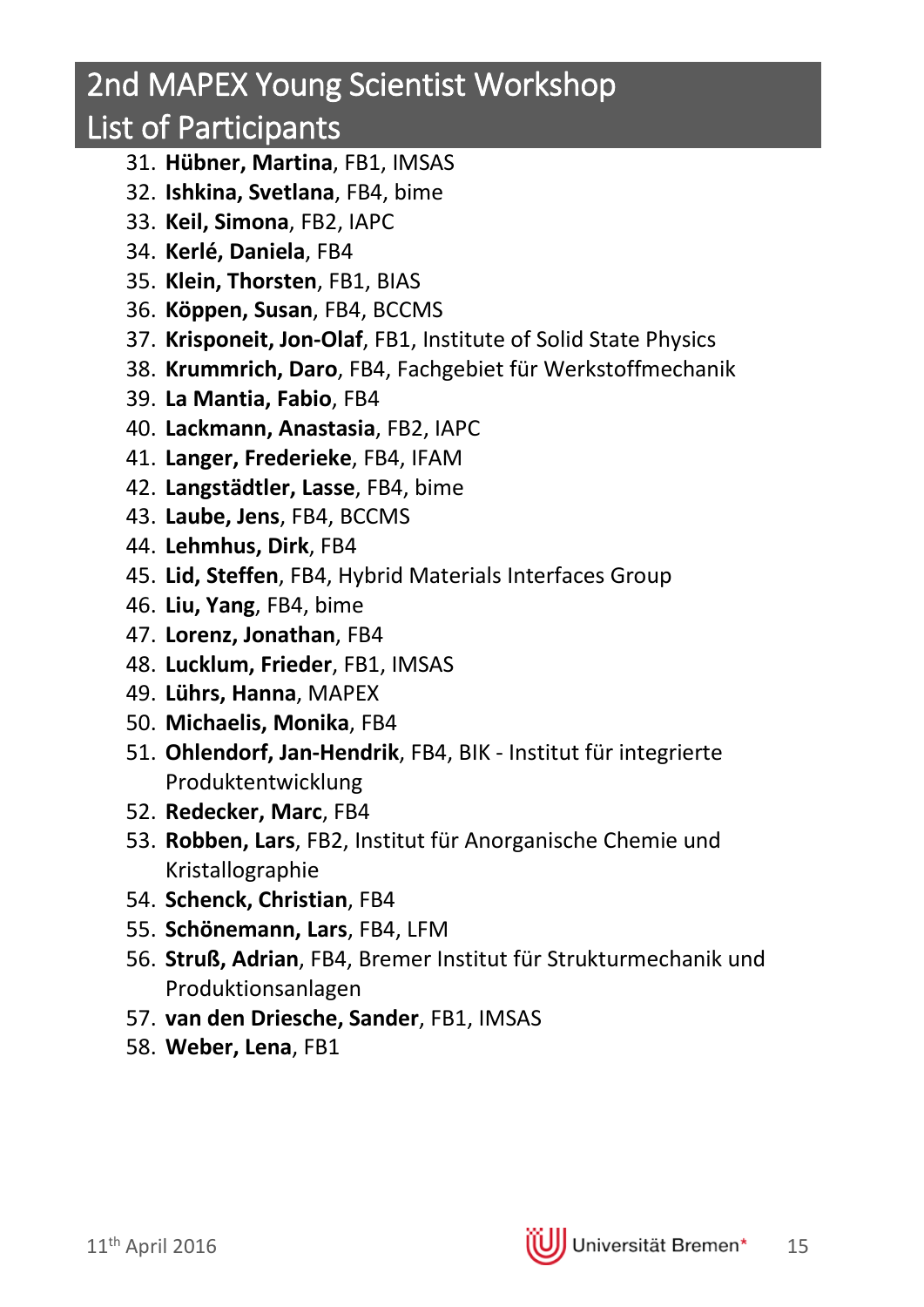# 2nd MAPEX Young Scientist Workshop
## List of Participants

31. **Hübner, Martina**, FB1, IMSAS
32. **Ishkina, Svetlana**, FB4, bime
33. **Keil, Simona**, FB2, IAPC
34. **Kerlé, Daniela**, FB4
35. **Klein, Thorsten**, FB1, BIAS
36. **Köppen, Susan**, FB4, BCCMS
37. **Krisponeit, Jon-Olaf**, FB1, Institute of Solid State Physics
38. **Krummrich, Daro**, FB4, Fachgebiet für Werkstoffmechanik
39. **La Mantia, Fabio**, FB4
40. **Lackmann, Anastasia**, FB2, IAPC
41. **Langer, Frederieke**, FB4, IFAM
42. **Langstädtler, Lasse**, FB4, bime
43. **Laube, Jens**, FB4, BCCMS
44. **Lehmhus, Dirk**, FB4
45. **Lid, Steffen**, FB4, Hybrid Materials Interfaces Group
46. **Liu, Yang**, FB4, bime
47. **Lorenz, Jonathan**, FB4
48. **Lucklum, Frieder**, FB1, IMSAS
49. **Lührs, Hanna**, MAPEX
50. **Michaelis, Monika**, FB4
51. **Ohlendorf, Jan-Hendrik**, FB4, BIK - Institut für integrierte Produktentwicklung
52. **Redecker, Marc**, FB4
53. **Robben, Lars**, FB2, Institut für Anorganische Chemie und Kristallographie
54. **Schenck, Christian**, FB4
55. **Schönemann, Lars**, FB4, LFM
56. **Struß, Adrian**, FB4, Bremer Institut für Strukturmechanik und Produktionsanlagen
57. **van den Driesche, Sander**, FB1, IMSAS
58. **Weber, Lena**, FB1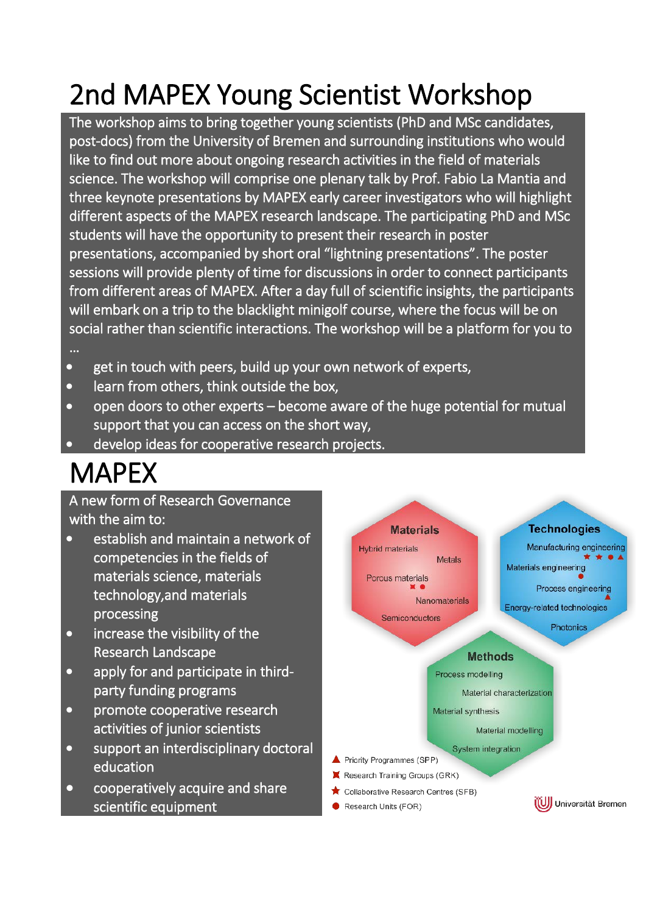# 2nd MAPEX Young Scientist Workshop

The workshop aims to bring together young scientists (PhD and MSc candidates, post-docs) from the University of Bremen and surrounding institutions who would like to find out more about ongoing research activities in the field of materials science. The workshop will comprise one plenary talk by Prof. Fabio La Mantia and three keynote presentations by MAPEX early career investigators who will highlight different aspects of the MAPEX research landscape. The participating PhD and MSc students will have the opportunity to present their research in poster presentations, accompanied by short oral “lightning presentations”. The poster sessions will provide plenty of time for discussions in order to connect participants from different areas of MAPEX. After a day full of scientific insights, the participants will embark on a trip to the blacklight minigolf course, where the focus will be on social rather than scientific interactions. The workshop will be a platform for you to …

- get in touch with peers, build up your own network of experts,
- learn from others, think outside the box,
- open doors to other experts – become aware of the huge potential for mutual support that you can access on the short way,
- develop ideas for cooperative research projects.

# MAPEX

A new form of Research Governance with the aim to:

- establish and maintain a network of competences in the fields of materials science, materials technology,and materials processing
- increase the visibility of the Research Landscape
- apply for and participate in third-party funding programs
- promote cooperative research activities of junior scientists
- support an interdisciplinary doctoral education
- cooperatively acquire and share scientific equipment

Materials
Hybrid materials
Metals
Porous materials
Nanomaterials
Semiconductors

Technologies
Manufacturing engineering
Materials engineering
Process engineering
Energy-related technologies
Photonics

Methods
Process modelling
Material characterization
Material synthesis
Material modelling
System integration

▲ Priority Programmes (SPP)
Research Training Groups (GRK)
★ Collaborative Research Centres (SFB)
● Research Units (FOR)

Universität Bremen